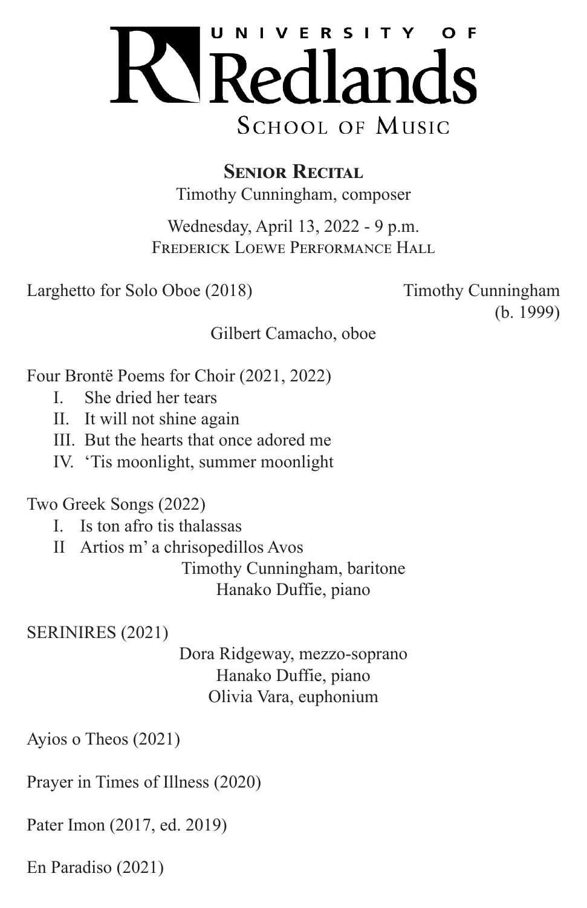# UNIVERSITY OF Redlands

## SCHOOL OF MUSIC

### Senior Recital

Timothy Cunningham, composer

Wednesday, April 13, 2022 - 9 p.m.
Frederick Loewe Performance Hall

Larghetto for Solo Oboe (2018) — Timothy Cunningham (b. 1999)

Gilbert Camacho, oboe

Four Brontë Poems for Choir (2021, 2022)

I. She dried her tears
II. It will not shine again
III. But the hearts that once adored me
IV. 'Tis moonlight, summer moonlight

Two Greek Songs (2022)

I. Is ton afro tis thalassas
II Artios m' a chrisopedillos Avos

Timothy Cunningham, baritone
Hanako Duffie, piano

SERINIRES (2021)

Dora Ridgeway, mezzo-soprano
Hanako Duffie, piano
Olivia Vara, euphonium

Ayios o Theos (2021)

Prayer in Times of Illness (2020)

Pater Imon (2017, ed. 2019)

En Paradiso (2021)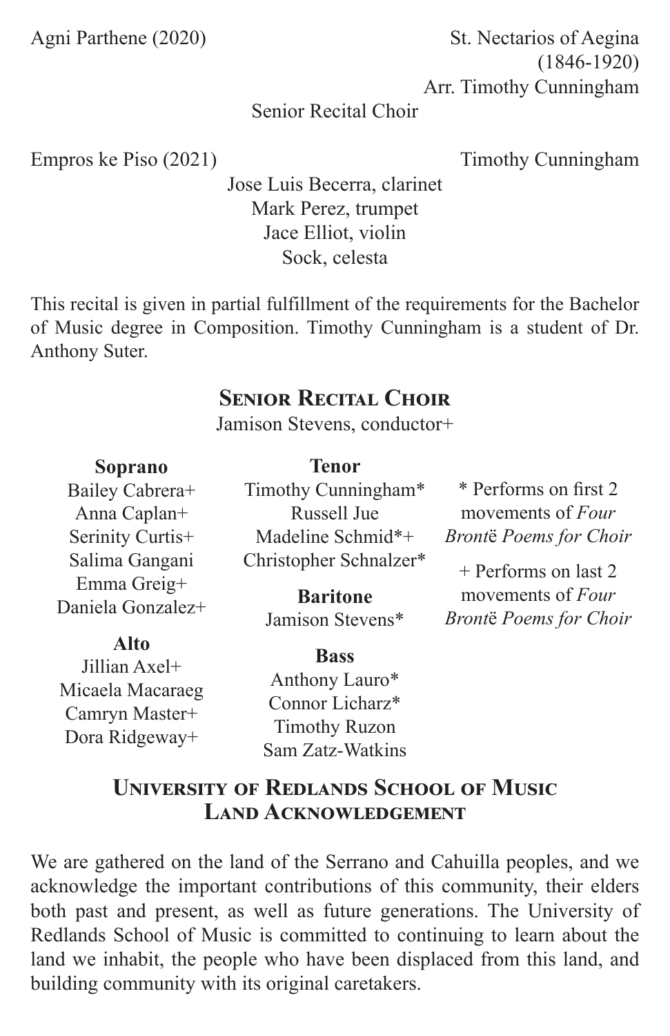Agni Parthene (2020) — St. Nectarios of Aegina (1846-1920), Arr. Timothy Cunningham

Senior Recital Choir

Empros ke Piso (2021) — Timothy Cunningham

Jose Luis Becerra, clarinet
Mark Perez, trumpet
Jace Elliot, violin
Sock, celesta

This recital is given in partial fulfillment of the requirements for the Bachelor of Music degree in Composition. Timothy Cunningham is a student of Dr. Anthony Suter.

## Senior Recital Choir

Jamison Stevens, conductor+

**Soprano**
Bailey Cabrera+
Anna Caplan+
Serinity Curtis+
Salima Gangani
Emma Greig+
Daniela Gonzalez+

**Alto**
Jillian Axel+
Micaela Macaraeg
Camryn Master+
Dora Ridgeway+

**Tenor**
Timothy Cunningham*
Russell Jue
Madeline Schmid*+
Christopher Schnalzer*

**Baritone**
Jamison Stevens*

**Bass**
Anthony Lauro*
Connor Licharz*
Timothy Ruzon
Sam Zatz-Watkins

* Performs on first 2 movements of *Four Brontë Poems for Choir*

+ Performs on last 2 movements of *Four Brontë Poems for Choir*

## University of Redlands School of Music Land Acknowledgement

We are gathered on the land of the Serrano and Cahuilla peoples, and we acknowledge the important contributions of this community, their elders both past and present, as well as future generations. The University of Redlands School of Music is committed to continuing to learn about the land we inhabit, the people who have been displaced from this land, and building community with its original caretakers.